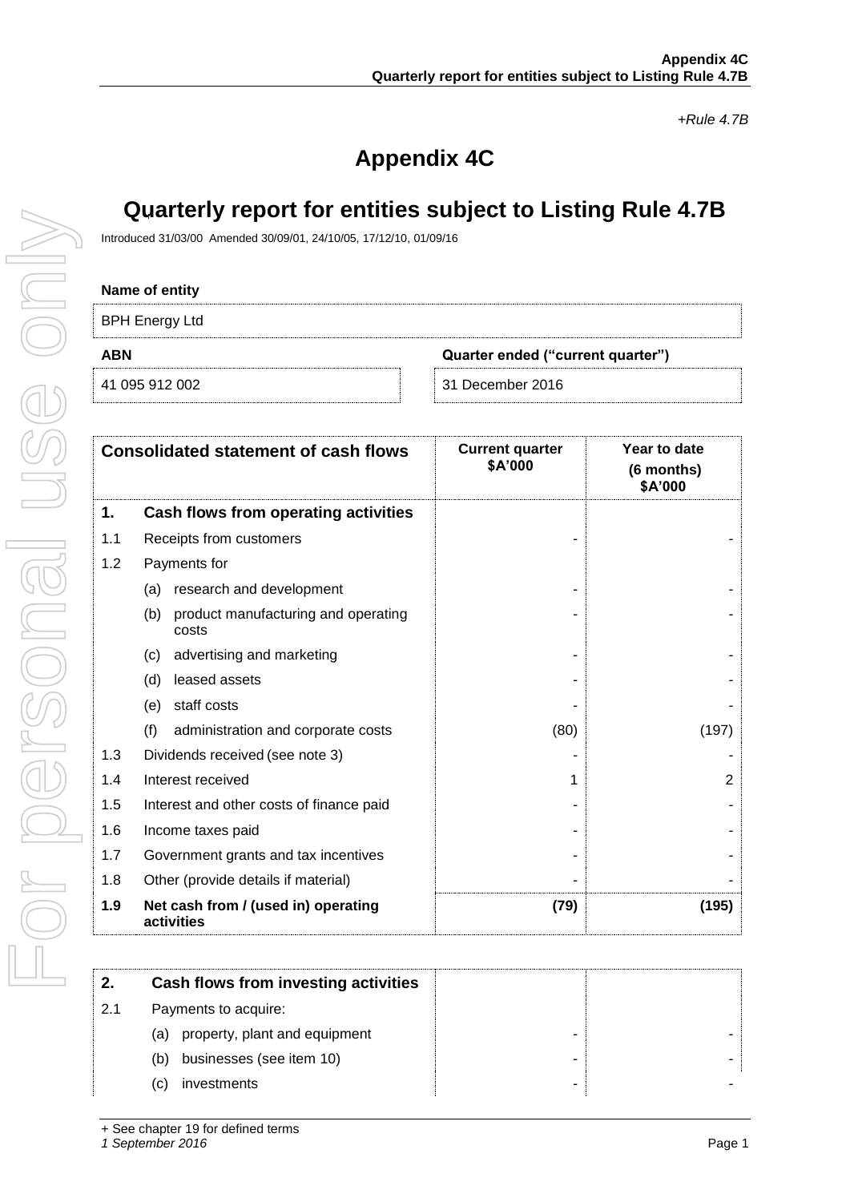*+Rule 4.7B*

# Appendix 4C

# Quarterly report for entities subject to Listing Rule 4.7B

Introduced 31/03/00 Amended 30/09/01, 24/10/05, 17/12/10, 01/09/16

**Name of entity**

BPH Energy Ltd

| **ABN** | **Quarter ended ("current quarter")** |
|---|---|
| 41 095 912 002 | 31 December 2016 |

| | **Consolidated statement of cash flows** | **Current quarter $A'000** | **Year to date (6 months) $A'000** |
|---|---|---|---|
| **1.** | **Cash flows from operating activities** | | |
| 1.1 | Receipts from customers | - | - |
| 1.2 | Payments for | | |
| | (a) research and development | - | - |
| | (b) product manufacturing and operating costs | - | - |
| | (c) advertising and marketing | - | - |
| | (d) leased assets | - | - |
| | (e) staff costs | - | - |
| | (f) administration and corporate costs | (80) | (197) |
| 1.3 | Dividends received (see note 3) | - | - |
| 1.4 | Interest received | 1 | 2 |
| 1.5 | Interest and other costs of finance paid | - | - |
| 1.6 | Income taxes paid | - | - |
| 1.7 | Government grants and tax incentives | - | - |
| 1.8 | Other (provide details if material) | - | - |
| **1.9** | **Net cash from / (used in) operating activities** | **(79)** | **(195)** |

| | | | |
|---|---|---|---|
| **2.** | **Cash flows from investing activities** | | |
| 2.1 | Payments to acquire: | | |
| | (a) property, plant and equipment | - | - |
| | (b) businesses (see item 10) | - | - |
| | (c) investments | - | - |

+ See chapter 19 for defined terms
*1 September 2016*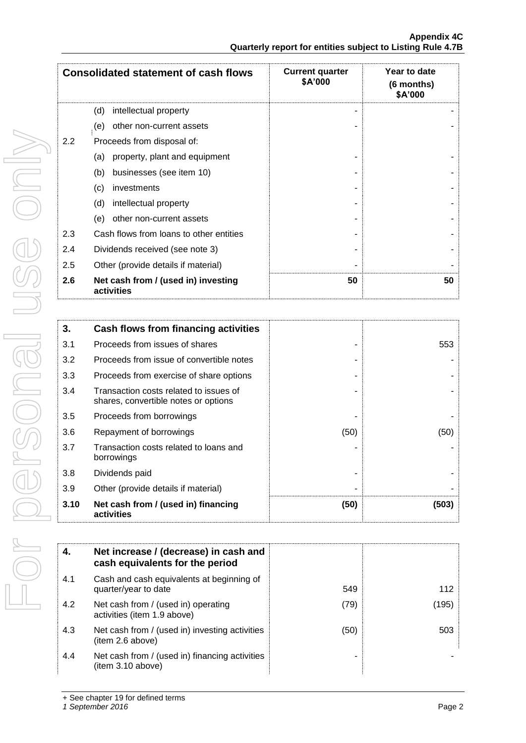| Consolidated statement of cash flows | | Current quarter $A'000 | Year to date (6 months) $A'000 |
|---|---|---|---|
| | (d) intellectual property | - | - |
| | (e) other non-current assets | - | - |
| 2.2 | Proceeds from disposal of: | | |
| | (a) property, plant and equipment | - | - |
| | (b) businesses (see item 10) | - | - |
| | (c) investments | - | - |
| | (d) intellectual property | - | - |
| | (e) other non-current assets | - | - |
| 2.3 | Cash flows from loans to other entities | - | - |
| 2.4 | Dividends received (see note 3) | - | - |
| 2.5 | Other (provide details if material) | - | - |
| **2.6** | **Net cash from / (used in) investing activities** | **50** | **50** |

| **3.** | **Cash flows from financing activities** | | |
|---|---|---|---|
| 3.1 | Proceeds from issues of shares | - | 553 |
| 3.2 | Proceeds from issue of convertible notes | - | - |
| 3.3 | Proceeds from exercise of share options | - | - |
| 3.4 | Transaction costs related to issues of shares, convertible notes or options | - | - |
| 3.5 | Proceeds from borrowings | - | - |
| 3.6 | Repayment of borrowings | (50) | (50) |
| 3.7 | Transaction costs related to loans and borrowings | - | - |
| 3.8 | Dividends paid | - | - |
| 3.9 | Other (provide details if material) | - | - |
| **3.10** | **Net cash from / (used in) financing activities** | **(50)** | **(503)** |

| **4.** | **Net increase / (decrease) in cash and cash equivalents for the period** | | |
|---|---|---|---|
| 4.1 | Cash and cash equivalents at beginning of quarter/year to date | 549 | 112 |
| 4.2 | Net cash from / (used in) operating activities (item 1.9 above) | (79) | (195) |
| 4.3 | Net cash from / (used in) investing activities (item 2.6 above) | (50) | 503 |
| 4.4 | Net cash from / (used in) financing activities (item 3.10 above) | - | - |

+ See chapter 19 for defined terms

*1 September 2016*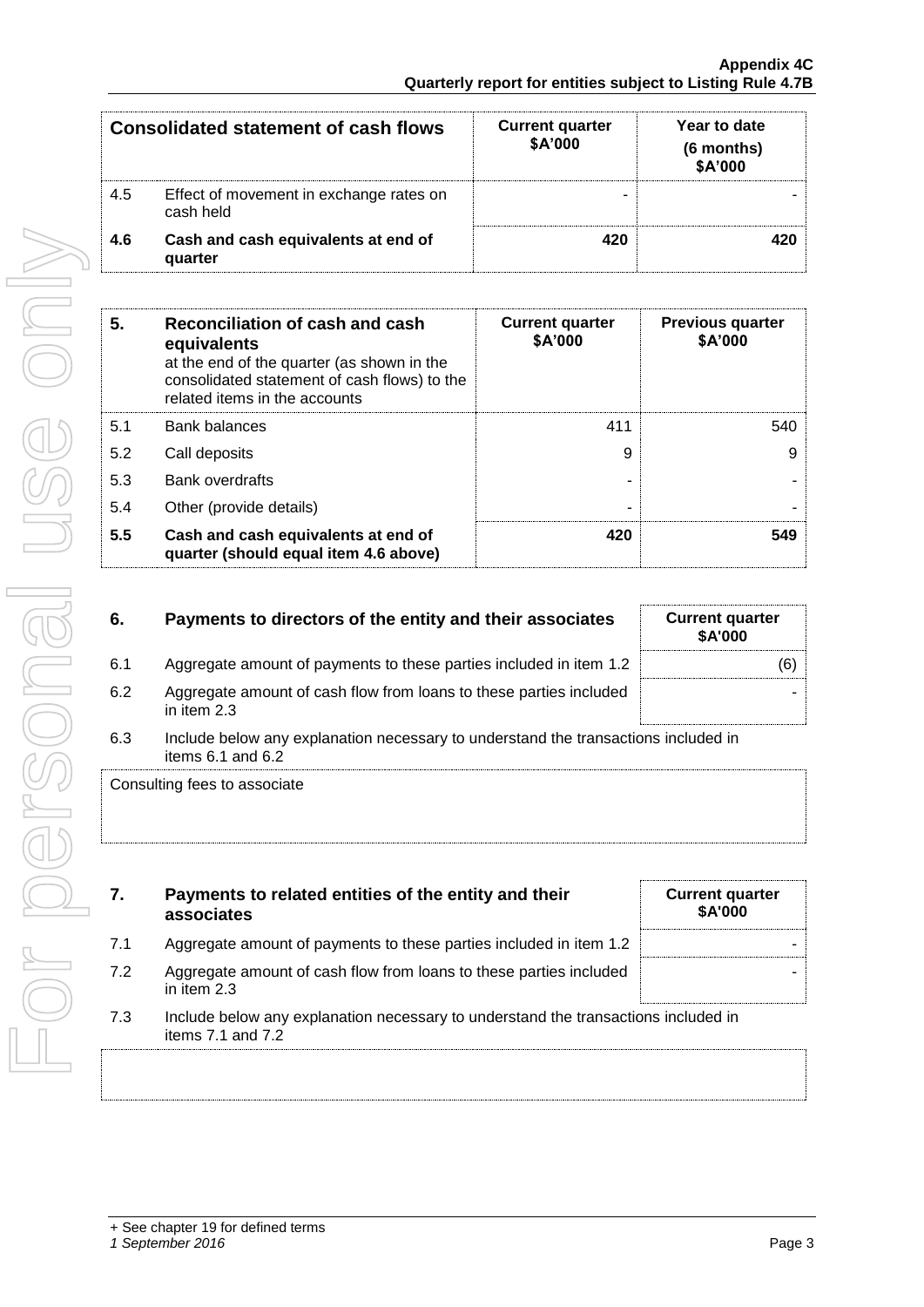| Consolidated statement of cash flows | | Current quarter $A'000 | Year to date (6 months) $A'000 |
|---|---|---|---|
| 4.5 | Effect of movement in exchange rates on cash held | - | - |
| **4.6** | **Cash and cash equivalents at end of quarter** | **420** | **420** |

| **5.** | **Reconciliation of cash and cash equivalents** at the end of the quarter (as shown in the consolidated statement of cash flows) to the related items in the accounts | **Current quarter $A'000** | **Previous quarter $A'000** |
|---|---|---|---|
| 5.1 | Bank balances | 411 | 540 |
| 5.2 | Call deposits | 9 | 9 |
| 5.3 | Bank overdrafts | - | - |
| 5.4 | Other (provide details) | - | - |
| **5.5** | **Cash and cash equivalents at end of quarter (should equal item 4.6 above)** | **420** | **549** |

| **6.** | **Payments to directors of the entity and their associates** | **Current quarter $A'000** |
|---|---|---|
| 6.1 | Aggregate amount of payments to these parties included in item 1.2 | (6) |
| 6.2 | Aggregate amount of cash flow from loans to these parties included in item 2.3 | - |

6.3 Include below any explanation necessary to understand the transactions included in items 6.1 and 6.2

Consulting fees to associate

| **7.** | **Payments to related entities of the entity and their associates** | **Current quarter $A'000** |
|---|---|---|
| 7.1 | Aggregate amount of payments to these parties included in item 1.2 | - |
| 7.2 | Aggregate amount of cash flow from loans to these parties included in item 2.3 | - |

7.3 Include below any explanation necessary to understand the transactions included in items 7.1 and 7.2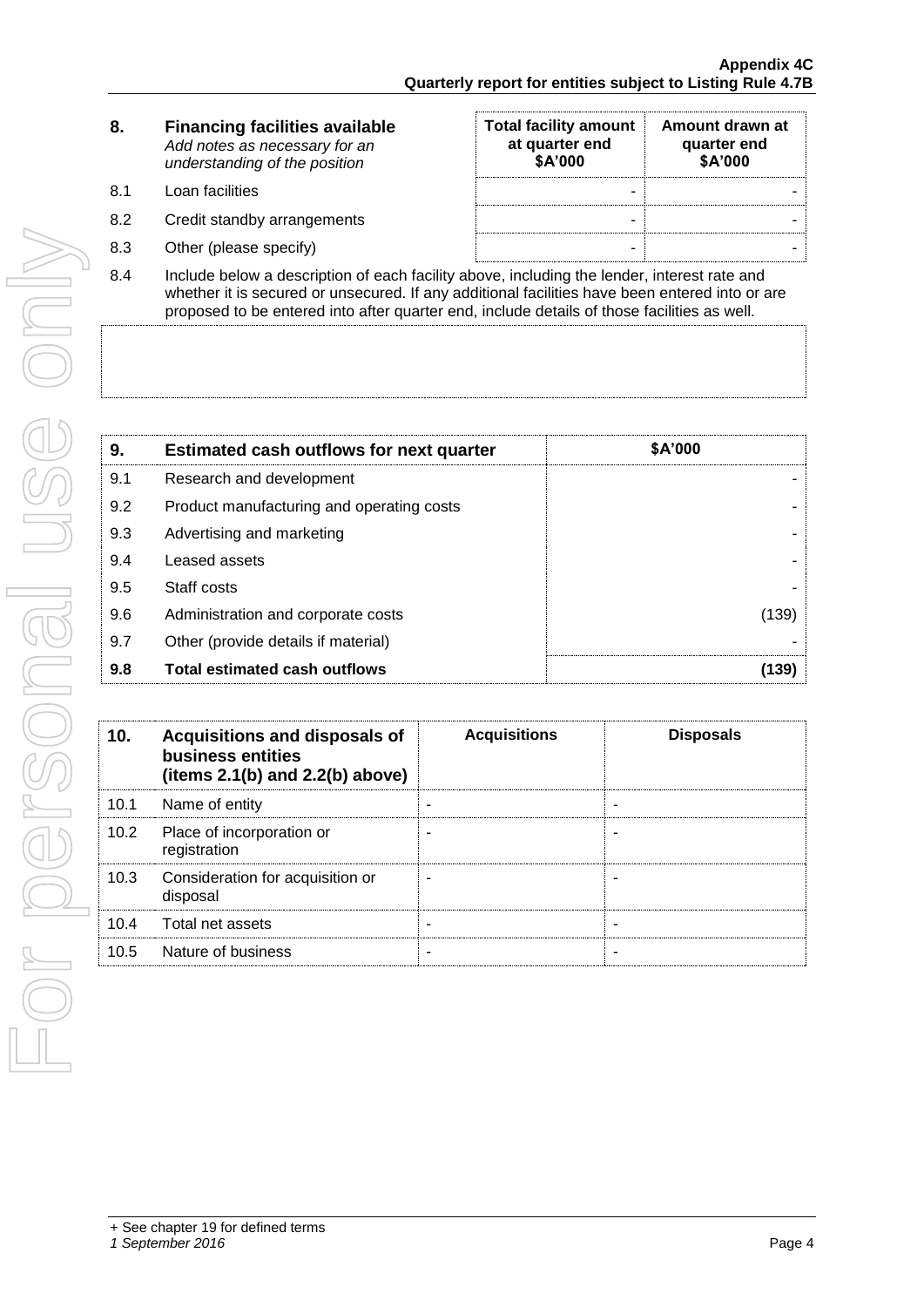| 8. | **Financing facilities available** *Add notes as necessary for an understanding of the position* | **Total facility amount at quarter end $A'000** | **Amount drawn at quarter end $A'000** |
|---|---|---|---|
| 8.1 | Loan facilities | - | - |
| 8.2 | Credit standby arrangements | - | - |
| 8.3 | Other (please specify) | - | - |

8.4 Include below a description of each facility above, including the lender, interest rate and whether it is secured or unsecured. If any additional facilities have been entered into or are proposed to be entered into after quarter end, include details of those facilities as well.

| 9. | **Estimated cash outflows for next quarter** | **$A'000** |
|---|---|---|
| 9.1 | Research and development | - |
| 9.2 | Product manufacturing and operating costs | - |
| 9.3 | Advertising and marketing | - |
| 9.4 | Leased assets | - |
| 9.5 | Staff costs | - |
| 9.6 | Administration and corporate costs | (139) |
| 9.7 | Other (provide details if material) | - |
| **9.8** | **Total estimated cash outflows** | **(139)** |

| 10. | **Acquisitions and disposals of business entities (items 2.1(b) and 2.2(b) above)** | **Acquisitions** | **Disposals** |
|---|---|---|---|
| 10.1 | Name of entity | - | - |
| 10.2 | Place of incorporation or registration | - | - |
| 10.3 | Consideration for acquisition or disposal | - | - |
| 10.4 | Total net assets | - | - |
| 10.5 | Nature of business | - | - |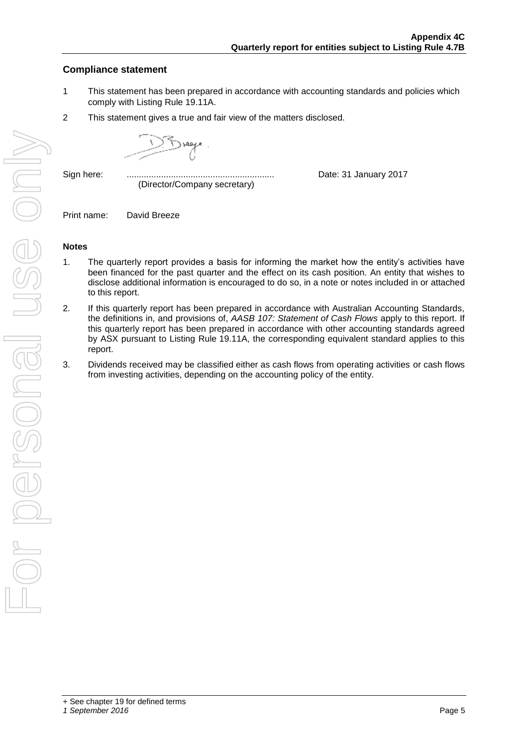## Compliance statement

1. This statement has been prepared in accordance with accounting standards and policies which comply with Listing Rule 19.11A.
2. This statement gives a true and fair view of the matters disclosed.

Sign here: ............................................................ Date: 31 January 2017
(Director/Company secretary)

Print name: David Breeze

### Notes

1. The quarterly report provides a basis for informing the market how the entity's activities have been financed for the past quarter and the effect on its cash position. An entity that wishes to disclose additional information is encouraged to do so, in a note or notes included in or attached to this report.
2. If this quarterly report has been prepared in accordance with Australian Accounting Standards, the definitions in, and provisions of, *AASB 107: Statement of Cash Flows* apply to this report. If this quarterly report has been prepared in accordance with other accounting standards agreed by ASX pursuant to Listing Rule 19.11A, the corresponding equivalent standard applies to this report.
3. Dividends received may be classified either as cash flows from operating activities or cash flows from investing activities, depending on the accounting policy of the entity.

+ See chapter 19 for defined terms
*1 September 2016*